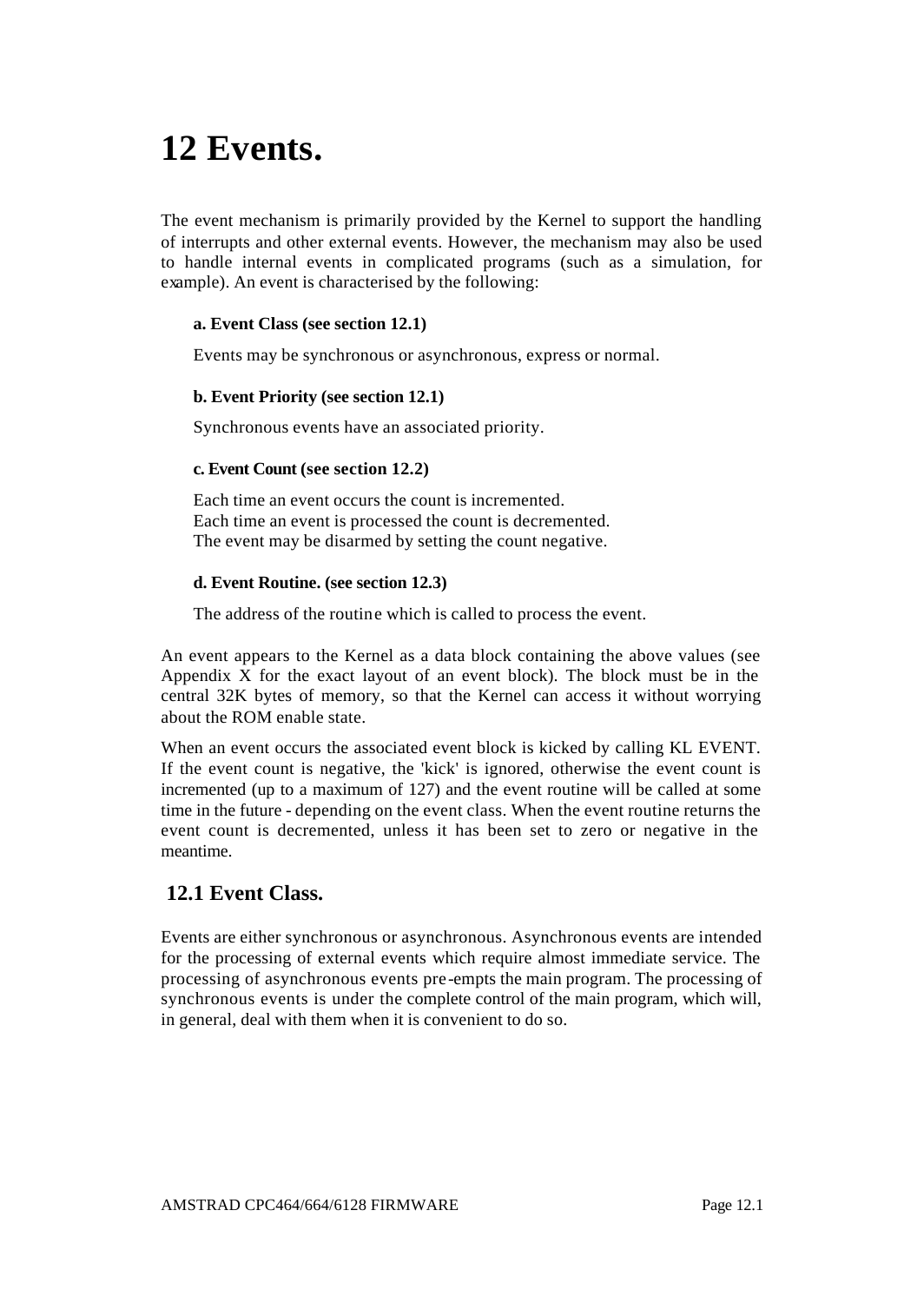# 12 Events.

The event mechanism is primarily provided by the Kernel to support the handling of interrupts and other external events. However, the mechanism may also be used to handle internal events in complicated programs (such as a simulation, for example). An event is characterised by the following:

**a. Event Class (see section 12.1)**

Events may be synchronous or asynchronous, express or normal.

**b. Event Priority (see section 12.1)**

Synchronous events have an associated priority.

**c. Event Count (see section 12.2)**

Each time an event occurs the count is incremented.
Each time an event is processed the count is decremented.
The event may be disarmed by setting the count negative.

**d. Event Routine. (see section 12.3)**

The address of the routine which is called to process the event.

An event appears to the Kernel as a data block containing the above values (see Appendix X for the exact layout of an event block). The block must be in the central 32K bytes of memory, so that the Kernel can access it without worrying about the ROM enable state.

When an event occurs the associated event block is kicked by calling KL EVENT. If the event count is negative, the 'kick' is ignored, otherwise the event count is incremented (up to a maximum of 127) and the event routine will be called at some time in the future - depending on the event class. When the event routine returns the event count is decremented, unless it has been set to zero or negative in the meantime.

## 12.1 Event Class.

Events are either synchronous or asynchronous. Asynchronous events are intended for the processing of external events which require almost immediate service. The processing of asynchronous events pre-empts the main program. The processing of synchronous events is under the complete control of the main program, which will, in general, deal with them when it is convenient to do so.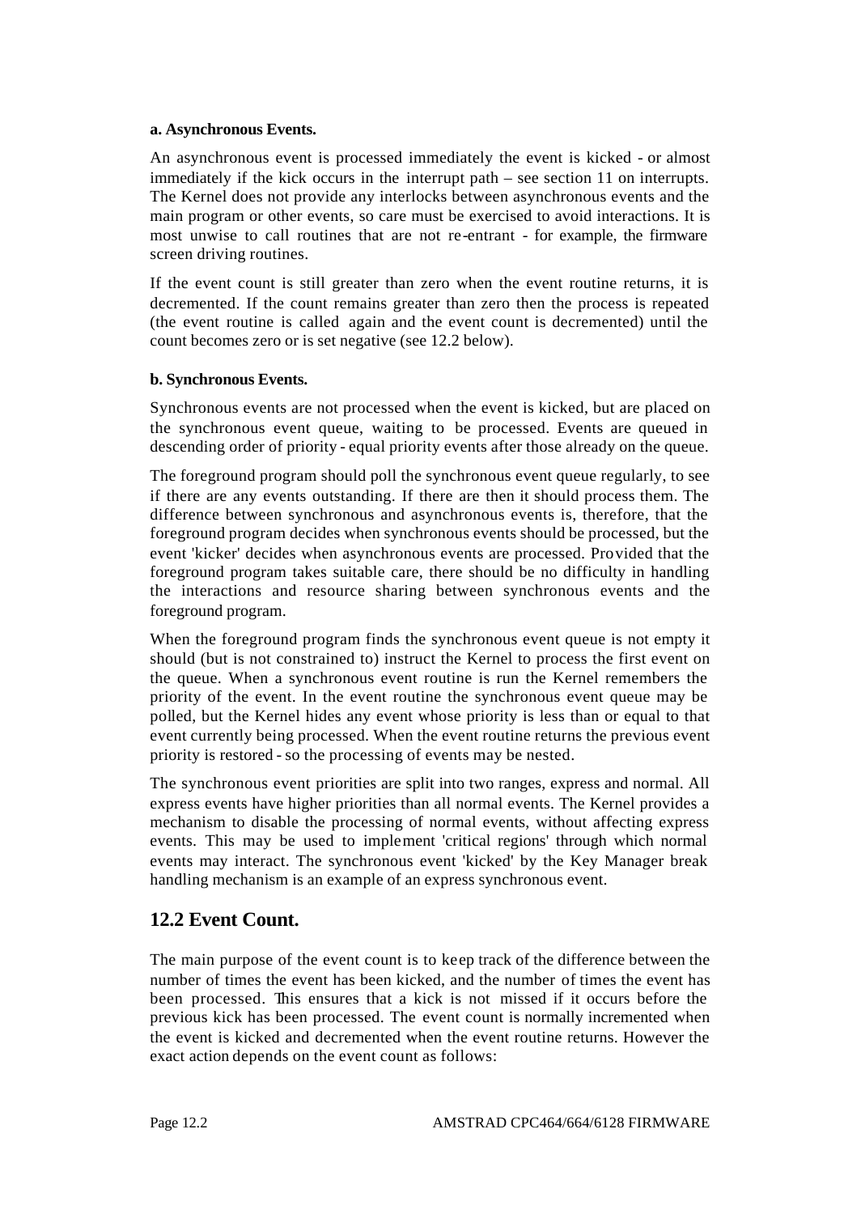**a. Asynchronous Events.**

An asynchronous event is processed immediately the event is kicked - or almost immediately if the kick occurs in the interrupt path – see section 11 on interrupts. The Kernel does not provide any interlocks between asynchronous events and the main program or other events, so care must be exercised to avoid interactions. It is most unwise to call routines that are not re-entrant - for example, the firmware screen driving routines.

If the event count is still greater than zero when the event routine returns, it is decremented. If the count remains greater than zero then the process is repeated (the event routine is called again and the event count is decremented) until the count becomes zero or is set negative (see 12.2 below).

**b. Synchronous Events.**

Synchronous events are not processed when the event is kicked, but are placed on the synchronous event queue, waiting to be processed. Events are queued in descending order of priority - equal priority events after those already on the queue.

The foreground program should poll the synchronous event queue regularly, to see if there are any events outstanding. If there are then it should process them. The difference between synchronous and asynchronous events is, therefore, that the foreground program decides when synchronous events should be processed, but the event 'kicker' decides when asynchronous events are processed. Provided that the foreground program takes suitable care, there should be no difficulty in handling the interactions and resource sharing between synchronous events and the foreground program.

When the foreground program finds the synchronous event queue is not empty it should (but is not constrained to) instruct the Kernel to process the first event on the queue. When a synchronous event routine is run the Kernel remembers the priority of the event. In the event routine the synchronous event queue may be polled, but the Kernel hides any event whose priority is less than or equal to that event currently being processed. When the event routine returns the previous event priority is restored - so the processing of events may be nested.

The synchronous event priorities are split into two ranges, express and normal. All express events have higher priorities than all normal events. The Kernel provides a mechanism to disable the processing of normal events, without affecting express events. This may be used to implement 'critical regions' through which normal events may interact. The synchronous event 'kicked' by the Key Manager break handling mechanism is an example of an express synchronous event.

## 12.2 Event Count.

The main purpose of the event count is to keep track of the difference between the number of times the event has been kicked, and the number of times the event has been processed. This ensures that a kick is not missed if it occurs before the previous kick has been processed. The event count is normally incremented when the event is kicked and decremented when the event routine returns. However the exact action depends on the event count as follows: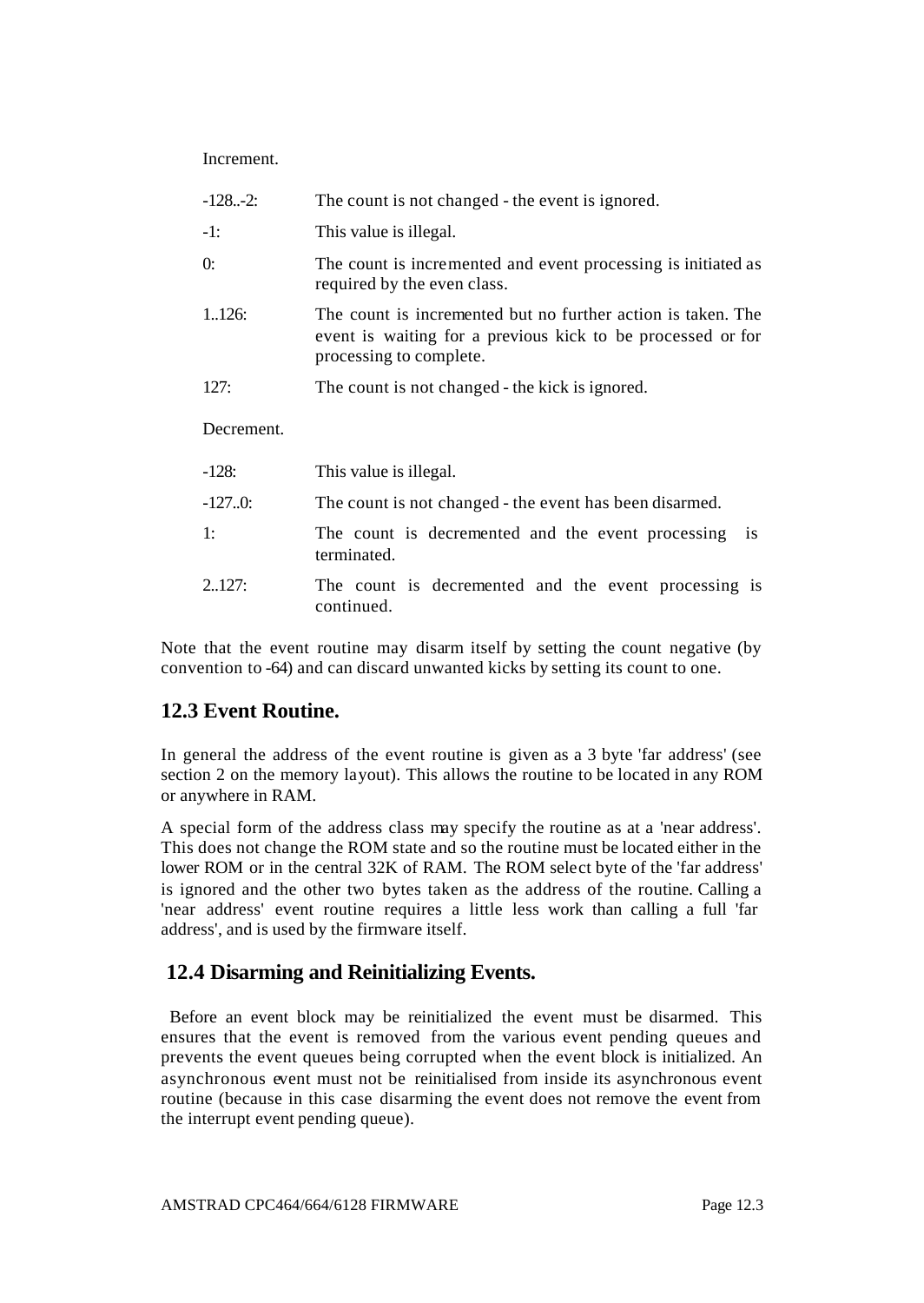Increment.

| | |
|---|---|
| -128..-2: | The count is not changed - the event is ignored. |
| -1: | This value is illegal. |
| 0: | The count is incremented and event processing is initiated as required by the even class. |
| 1..126: | The count is incremented but no further action is taken. The event is waiting for a previous kick to be processed or for processing to complete. |
| 127: | The count is not changed - the kick is ignored. |

Decrement.

| | |
|---|---|
| -128: | This value is illegal. |
| -127..0: | The count is not changed - the event has been disarmed. |
| 1: | The count is decremented and the event processing is terminated. |
| 2..127: | The count is decremented and the event processing is continued. |

Note that the event routine may disarm itself by setting the count negative (by convention to -64) and can discard unwanted kicks by setting its count to one.

## 12.3 Event Routine.

In general the address of the event routine is given as a 3 byte 'far address' (see section 2 on the memory layout). This allows the routine to be located in any ROM or anywhere in RAM.

A special form of the address class may specify the routine as at a 'near address'. This does not change the ROM state and so the routine must be located either in the lower ROM or in the central 32K of RAM. The ROM select byte of the 'far address' is ignored and the other two bytes taken as the address of the routine. Calling a 'near address' event routine requires a little less work than calling a full 'far address', and is used by the firmware itself.

## 12.4 Disarming and Reinitializing Events.

Before an event block may be reinitialized the event must be disarmed. This ensures that the event is removed from the various event pending queues and prevents the event queues being corrupted when the event block is initialized. An asynchronous event must not be reinitialised from inside its asynchronous event routine (because in this case disarming the event does not remove the event from the interrupt event pending queue).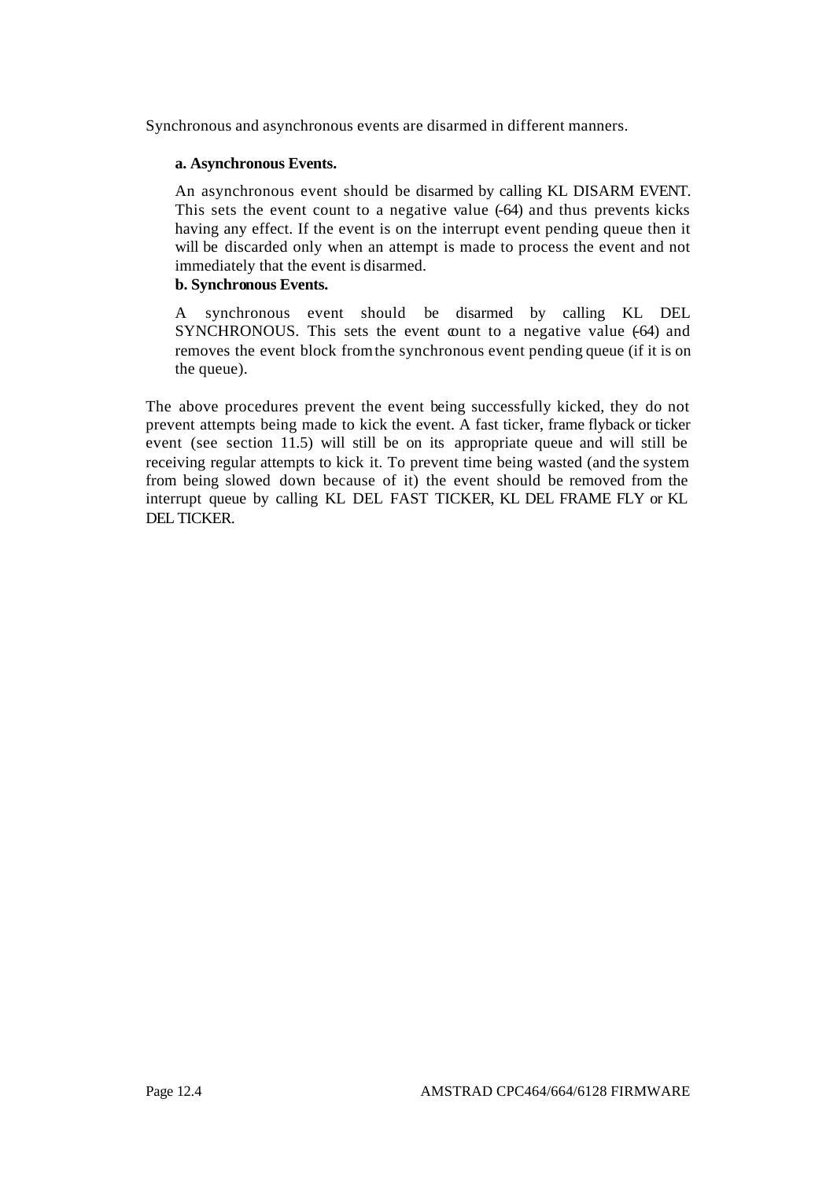Synchronous and asynchronous events are disarmed in different manners.

**a. Asynchronous Events.**

An asynchronous event should be disarmed by calling KL DISARM EVENT. This sets the event count to a negative value (-64) and thus prevents kicks having any effect. If the event is on the interrupt event pending queue then it will be discarded only when an attempt is made to process the event and not immediately that the event is disarmed.

**b. Synchronous Events.**

A synchronous event should be disarmed by calling KL DEL SYNCHRONOUS. This sets the event count to a negative value (-64) and removes the event block from the synchronous event pending queue (if it is on the queue).

The above procedures prevent the event being successfully kicked, they do not prevent attempts being made to kick the event. A fast ticker, frame flyback or ticker event (see section 11.5) will still be on its appropriate queue and will still be receiving regular attempts to kick it. To prevent time being wasted (and the system from being slowed down because of it) the event should be removed from the interrupt queue by calling KL DEL FAST TICKER, KL DEL FRAME FLY or KL DEL TICKER.